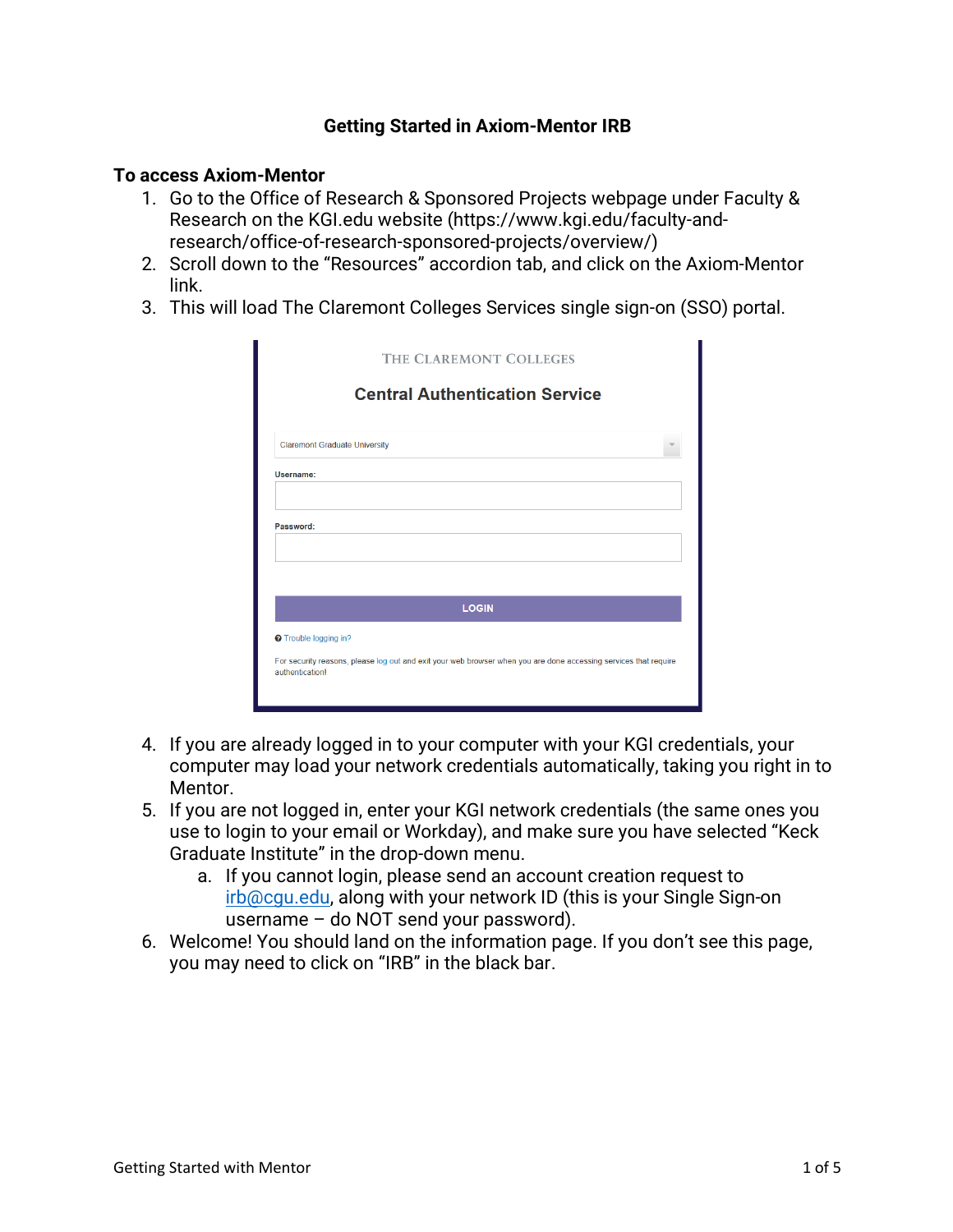# Getting Started in Axiom-Mentor IRB

## To access Axiom-Mentor

1. Go to the Office of Research & Sponsored Projects webpage under Faculty & Research on the KGI.edu website (https://www.kgi.edu/faculty-and-research/office-of-research-sponsored-projects/overview/)
2. Scroll down to the "Resources" accordion tab, and click on the Axiom-Mentor link.
3. This will load The Claremont Colleges Services single sign-on (SSO) portal.
4. If you are already logged in to your computer with your KGI credentials, your computer may load your network credentials automatically, taking you right in to Mentor.
5. If you are not logged in, enter your KGI network credentials (the same ones you use to login to your email or Workday), and make sure you have selected "Keck Graduate Institute" in the drop-down menu.
    a. If you cannot login, please send an account creation request to irb@cgu.edu, along with your network ID (this is your Single Sign-on username – do NOT send your password).
6. Welcome! You should land on the information page. If you don't see this page, you may need to click on "IRB" in the black bar.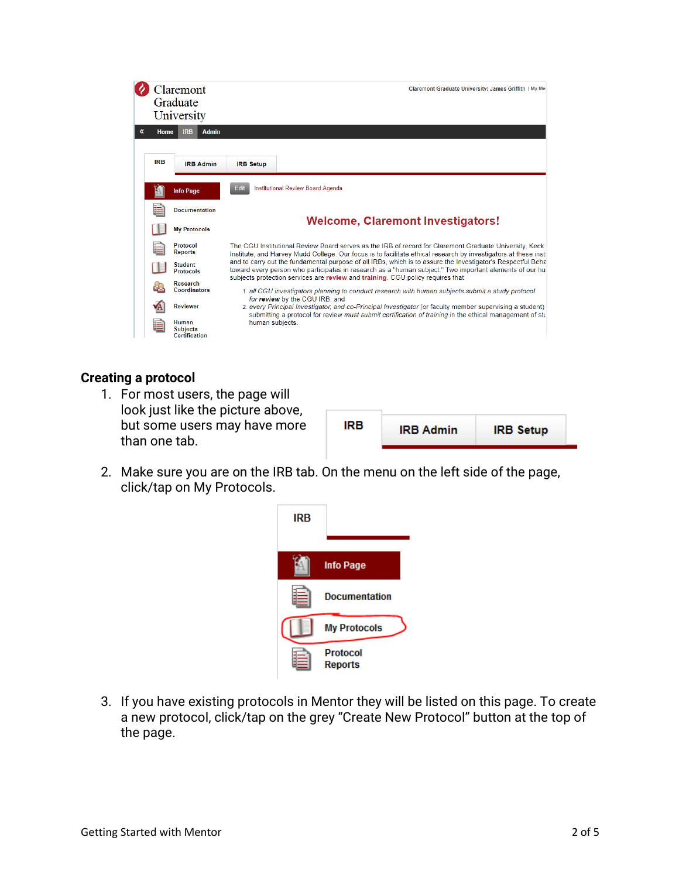## Creating a protocol

1. For most users, the page will look just like the picture above, but some users may have more than one tab.
2. Make sure you are on the IRB tab. On the menu on the left side of the page, click/tap on My Protocols.
3. If you have existing protocols in Mentor they will be listed on this page. To create a new protocol, click/tap on the grey "Create New Protocol" button at the top of the page.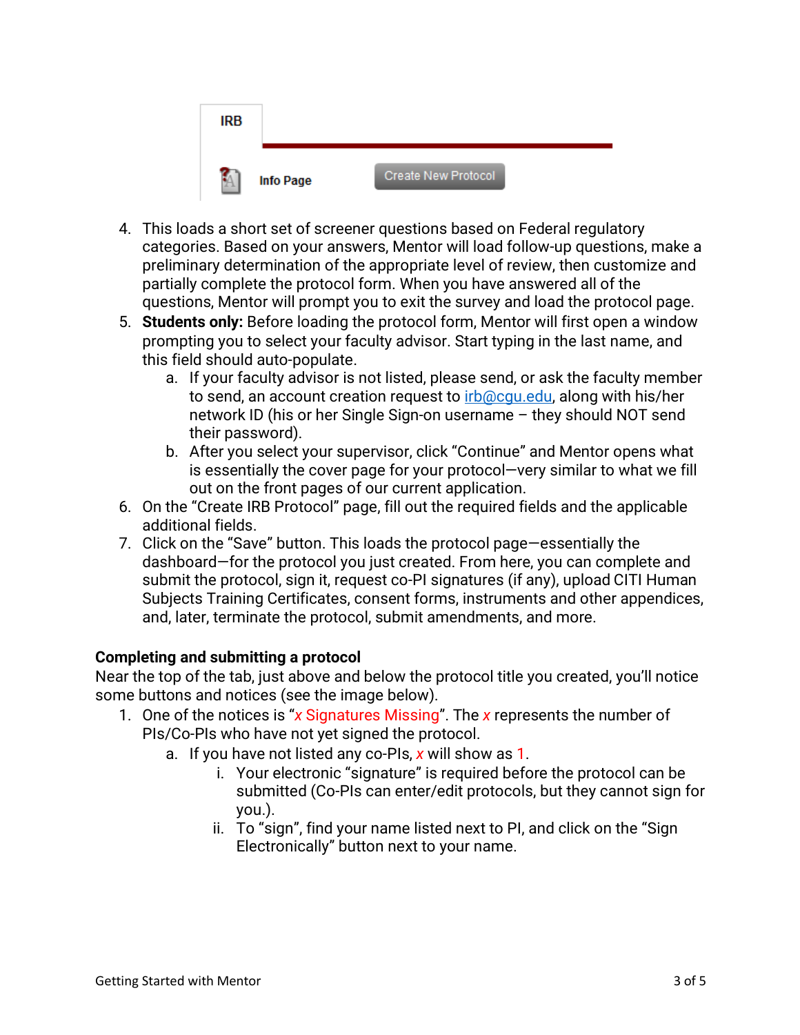IRB

Info Page     Create New Protocol

4. This loads a short set of screener questions based on Federal regulatory categories. Based on your answers, Mentor will load follow-up questions, make a preliminary determination of the appropriate level of review, then customize and partially complete the protocol form. When you have answered all of the questions, Mentor will prompt you to exit the survey and load the protocol page.
5. **Students only:** Before loading the protocol form, Mentor will first open a window prompting you to select your faculty advisor. Start typing in the last name, and this field should auto-populate.
   a. If your faculty advisor is not listed, please send, or ask the faculty member to send, an account creation request to irb@cgu.edu, along with his/her network ID (his or her Single Sign-on username – they should NOT send their password).
   b. After you select your supervisor, click "Continue" and Mentor opens what is essentially the cover page for your protocol—very similar to what we fill out on the front pages of our current application.
6. On the "Create IRB Protocol" page, fill out the required fields and the applicable additional fields.
7. Click on the "Save" button. This loads the protocol page—essentially the dashboard—for the protocol you just created. From here, you can complete and submit the protocol, sign it, request co-PI signatures (if any), upload CITI Human Subjects Training Certificates, consent forms, instruments and other appendices, and, later, terminate the protocol, submit amendments, and more.

**Completing and submitting a protocol**

Near the top of the tab, just above and below the protocol title you created, you'll notice some buttons and notices (see the image below).

1. One of the notices is "*x* Signatures Missing". The *x* represents the number of PIs/Co-PIs who have not yet signed the protocol.
   a. If you have not listed any co-PIs, *x* will show as 1.
      i. Your electronic "signature" is required before the protocol can be submitted (Co-PIs can enter/edit protocols, but they cannot sign for you.).
      ii. To "sign", find your name listed next to PI, and click on the "Sign Electronically" button next to your name.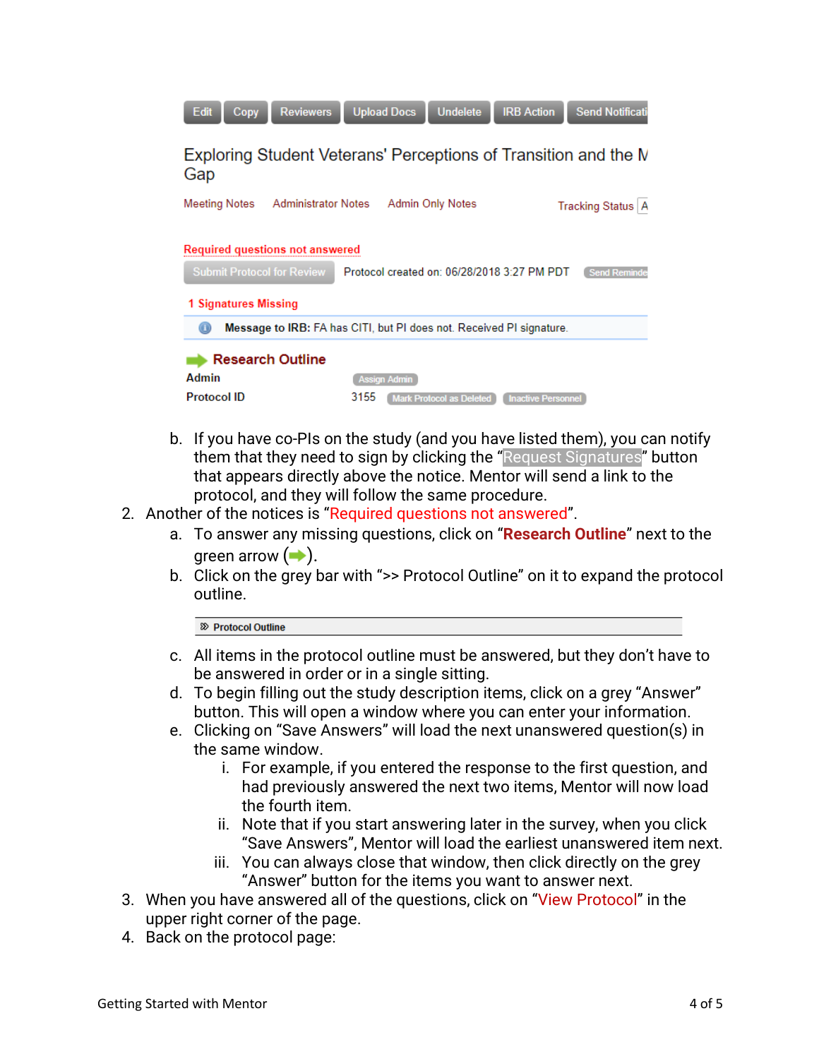b. If you have co-PIs on the study (and you have listed them), you can notify them that they need to sign by clicking the "Request Signatures" button that appears directly above the notice. Mentor will send a link to the protocol, and they will follow the same procedure.

2. Another of the notices is "Required questions not answered".
   a. To answer any missing questions, click on "**Research Outline**" next to the green arrow (➡).
   b. Click on the grey bar with ">> Protocol Outline" on it to expand the protocol outline.
   c. All items in the protocol outline must be answered, but they don't have to be answered in order or in a single sitting.
   d. To begin filling out the study description items, click on a grey "Answer" button. This will open a window where you can enter your information.
   e. Clicking on "Save Answers" will load the next unanswered question(s) in the same window.
      i. For example, if you entered the response to the first question, and had previously answered the next two items, Mentor will now load the fourth item.
      ii. Note that if you start answering later in the survey, when you click "Save Answers", Mentor will load the earliest unanswered item next.
      iii. You can always close that window, then click directly on the grey "Answer" button for the items you want to answer next.
3. When you have answered all of the questions, click on "View Protocol" in the upper right corner of the page.
4. Back on the protocol page: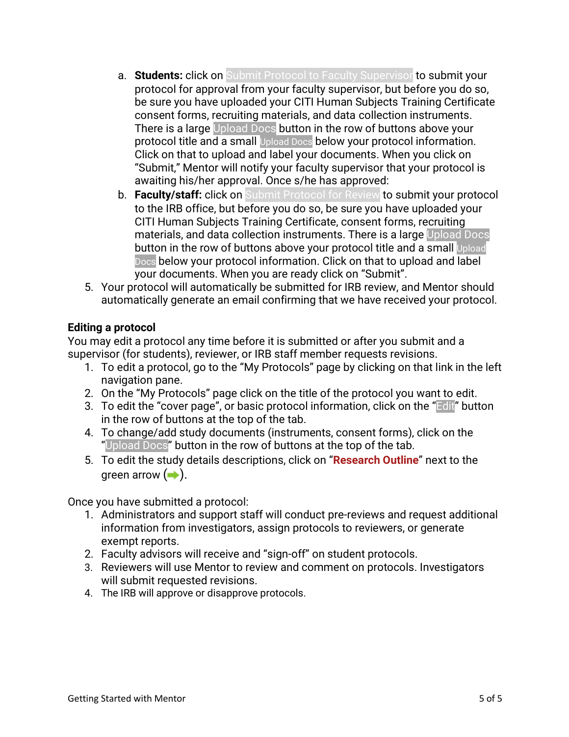a. **Students:** click on Submit Protocol to Faculty Supervisor to submit your protocol for approval from your faculty supervisor, but before you do so, be sure you have uploaded your CITI Human Subjects Training Certificate consent forms, recruiting materials, and data collection instruments. There is a large Upload Docs button in the row of buttons above your protocol title and a small Upload Docs below your protocol information. Click on that to upload and label your documents. When you click on "Submit," Mentor will notify your faculty supervisor that your protocol is awaiting his/her approval. Once s/he has approved:
   b. **Faculty/staff:** click on Submit Protocol for Review to submit your protocol to the IRB office, but before you do so, be sure you have uploaded your CITI Human Subjects Training Certificate, consent forms, recruiting materials, and data collection instruments. There is a large Upload Docs button in the row of buttons above your protocol title and a small Upload Docs below your protocol information. Click on that to upload and label your documents. When you are ready click on "Submit".

5. Your protocol will automatically be submitted for IRB review, and Mentor should automatically generate an email confirming that we have received your protocol.

**Editing a protocol**

You may edit a protocol any time before it is submitted or after you submit and a supervisor (for students), reviewer, or IRB staff member requests revisions.

1. To edit a protocol, go to the "My Protocols" page by clicking on that link in the left navigation pane.
2. On the "My Protocols" page click on the title of the protocol you want to edit.
3. To edit the "cover page", or basic protocol information, click on the "Edit" button in the row of buttons at the top of the tab.
4. To change/add study documents (instruments, consent forms), click on the "Upload Docs" button in the row of buttons at the top of the tab.
5. To edit the study details descriptions, click on "**Research Outline**" next to the green arrow (➡).

Once you have submitted a protocol:

1. Administrators and support staff will conduct pre-reviews and request additional information from investigators, assign protocols to reviewers, or generate exempt reports.
2. Faculty advisors will receive and "sign-off" on student protocols.
3. Reviewers will use Mentor to review and comment on protocols. Investigators will submit requested revisions.
4. The IRB will approve or disapprove protocols.